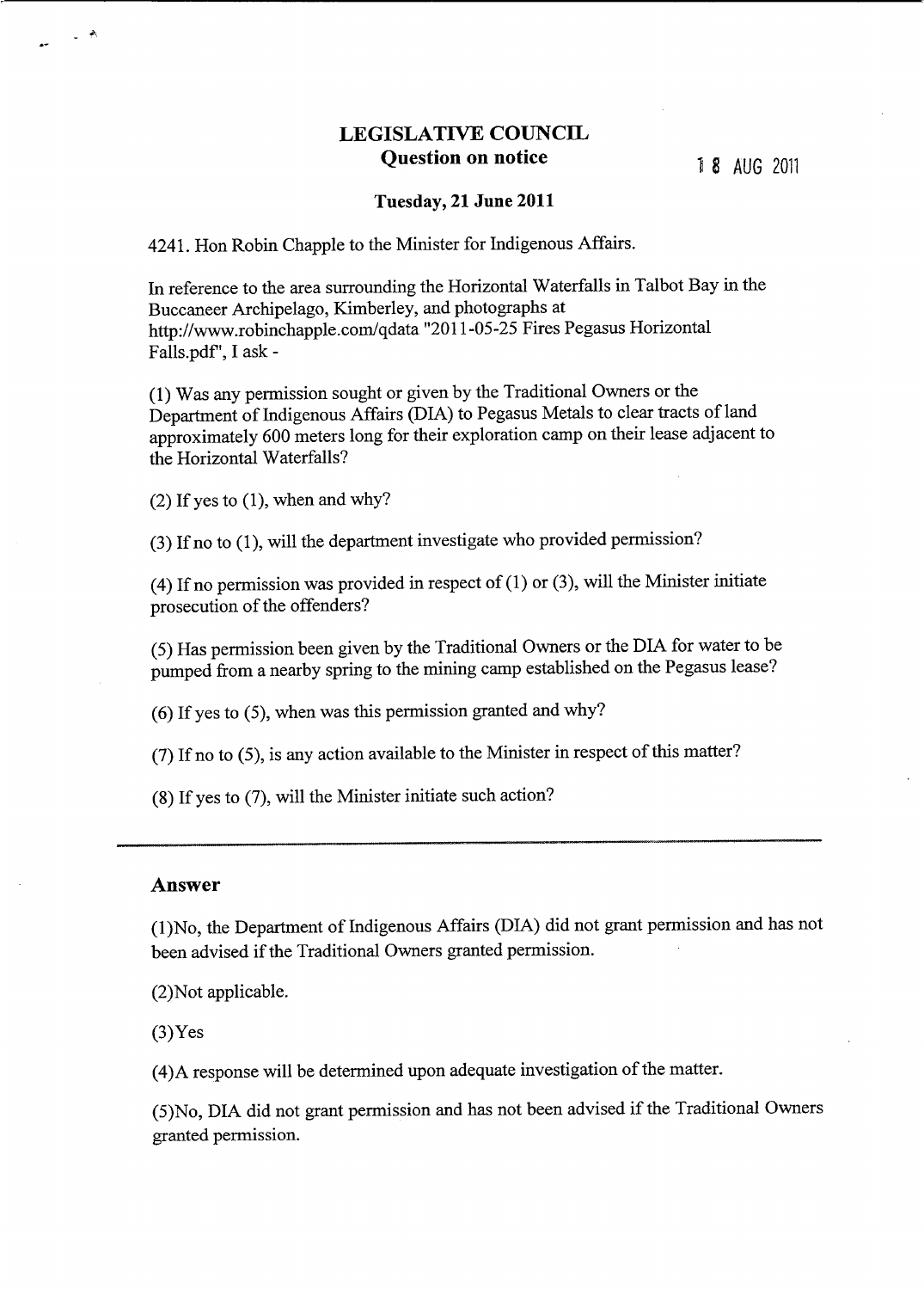# LEGISLATIVE COUNCIL

## Question on notice

18 AUG 2011

**Tuesday, 21 June 2011**

4241. Hon Robin Chapple to the Minister for Indigenous Affairs.

In reference to the area surrounding the Horizontal Waterfalls in Talbot Bay in the Buccaneer Archipelago, Kimberley, and photographs at http://www.robinchapple.com/qdata "2011-05-25 Fires Pegasus Horizontal Falls.pdf", I ask -

(1) Was any permission sought or given by the Traditional Owners or the Department of Indigenous Affairs (DIA) to Pegasus Metals to clear tracts of land approximately 600 meters long for their exploration camp on their lease adjacent to the Horizontal Waterfalls?

(2) If yes to (1), when and why?

(3) If no to (1), will the department investigate who provided permission?

(4) If no permission was provided in respect of (1) or (3), will the Minister initiate prosecution of the offenders?

(5) Has permission been given by the Traditional Owners or the DIA for water to be pumped from a nearby spring to the mining camp established on the Pegasus lease?

(6) If yes to (5), when was this permission granted and why?

(7) If no to (5), is any action available to the Minister in respect of this matter?

(8) If yes to (7), will the Minister initiate such action?

---

## Answer

(1)No, the Department of Indigenous Affairs (DIA) did not grant permission and has not been advised if the Traditional Owners granted permission.

(2)Not applicable.

(3)Yes

(4)A response will be determined upon adequate investigation of the matter.

(5)No, DIA did not grant permission and has not been advised if the Traditional Owners granted permission.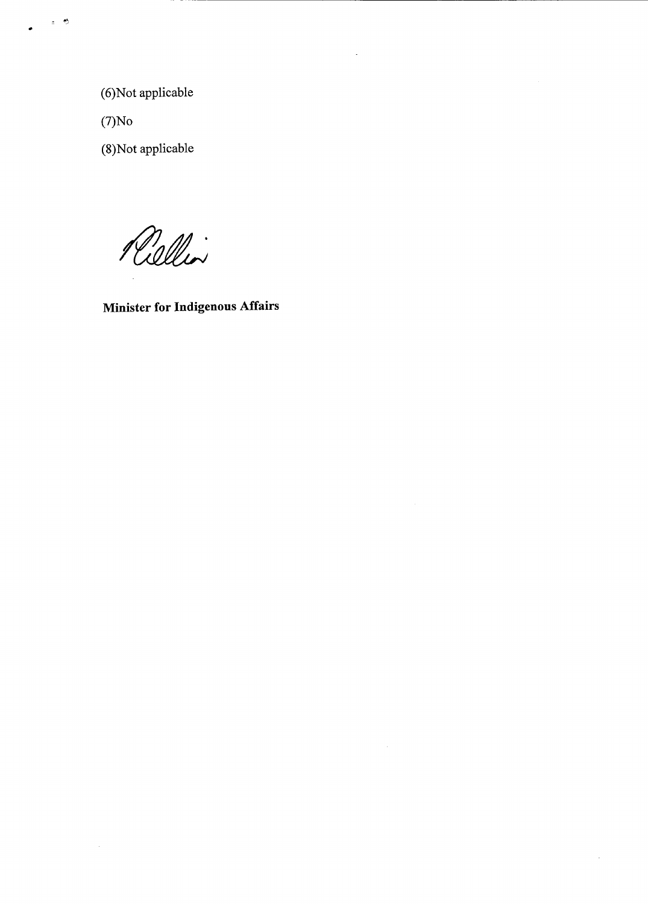(6)Not applicable

(7)No

(8)Not applicable

**Minister for Indigenous Affairs**